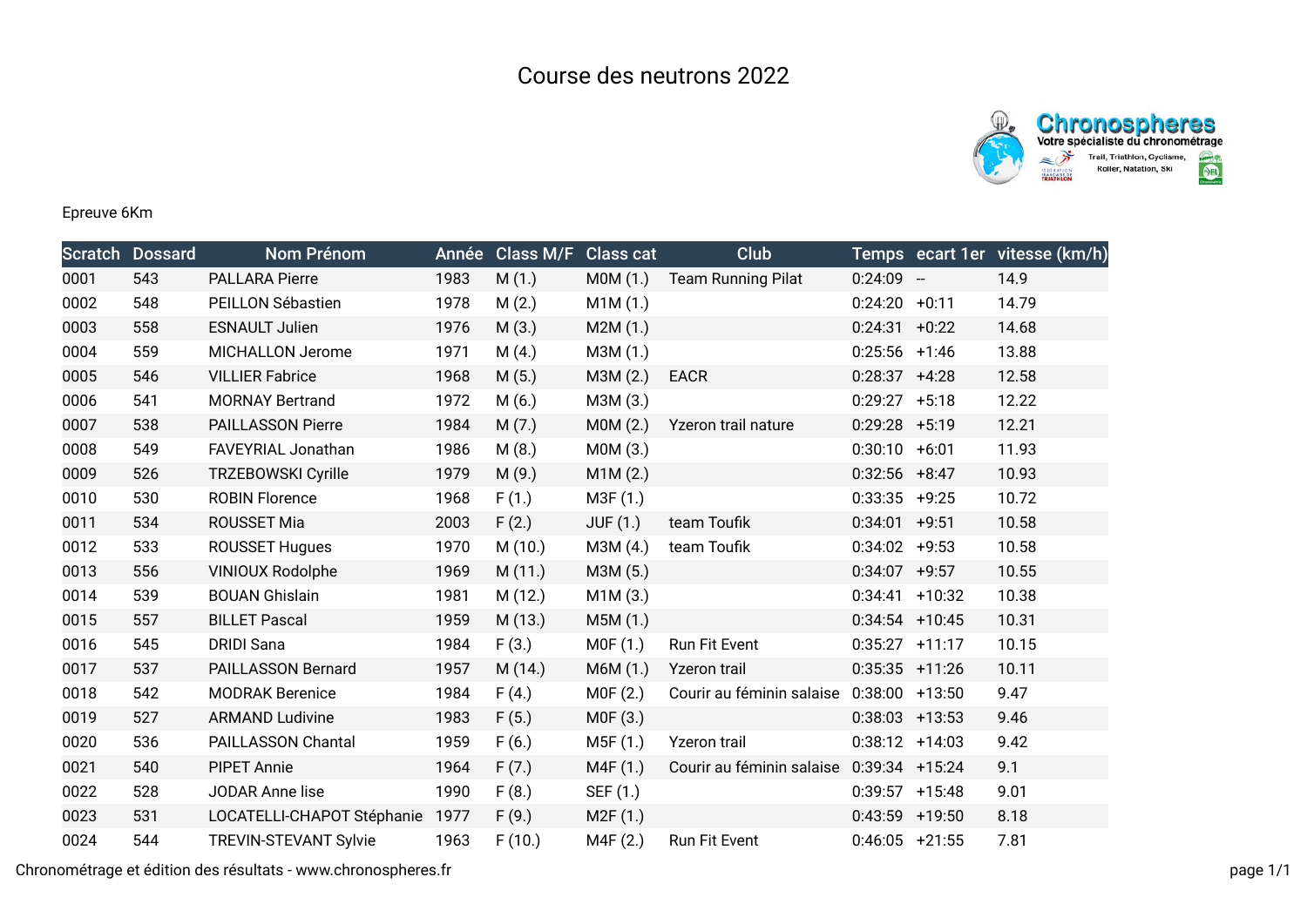# Course des neutrons 2022

Epreuve 6Km

| Scratch | Dossard | Nom Prénom | Année | Class M/F | Class cat | Club | Temps | ecart 1er | vitesse (km/h) |
|---|---|---|---|---|---|---|---|---|---|
| 0001 | 543 | PALLARA Pierre | 1983 | M (1.) | M0M (1.) | Team Running Pilat | 0:24:09 | -- | 14.9 |
| 0002 | 548 | PEILLON Sébastien | 1978 | M (2.) | M1M (1.) | | 0:24:20 | +0:11 | 14.79 |
| 0003 | 558 | ESNAULT Julien | 1976 | M (3.) | M2M (1.) | | 0:24:31 | +0:22 | 14.68 |
| 0004 | 559 | MICHALLON Jerome | 1971 | M (4.) | M3M (1.) | | 0:25:56 | +1:46 | 13.88 |
| 0005 | 546 | VILLIER Fabrice | 1968 | M (5.) | M3M (2.) | EACR | 0:28:37 | +4:28 | 12.58 |
| 0006 | 541 | MORNAY Bertrand | 1972 | M (6.) | M3M (3.) | | 0:29:27 | +5:18 | 12.22 |
| 0007 | 538 | PAILLASSON Pierre | 1984 | M (7.) | M0M (2.) | Yzeron trail nature | 0:29:28 | +5:19 | 12.21 |
| 0008 | 549 | FAVEYRIAL Jonathan | 1986 | M (8.) | M0M (3.) | | 0:30:10 | +6:01 | 11.93 |
| 0009 | 526 | TRZEBOWSKI Cyrille | 1979 | M (9.) | M1M (2.) | | 0:32:56 | +8:47 | 10.93 |
| 0010 | 530 | ROBIN Florence | 1968 | F (1.) | M3F (1.) | | 0:33:35 | +9:25 | 10.72 |
| 0011 | 534 | ROUSSET Mia | 2003 | F (2.) | JUF (1.) | team Toufik | 0:34:01 | +9:51 | 10.58 |
| 0012 | 533 | ROUSSET Hugues | 1970 | M (10.) | M3M (4.) | team Toufik | 0:34:02 | +9:53 | 10.58 |
| 0013 | 556 | VINIOUX Rodolphe | 1969 | M (11.) | M3M (5.) | | 0:34:07 | +9:57 | 10.55 |
| 0014 | 539 | BOUAN Ghislain | 1981 | M (12.) | M1M (3.) | | 0:34:41 | +10:32 | 10.38 |
| 0015 | 557 | BILLET Pascal | 1959 | M (13.) | M5M (1.) | | 0:34:54 | +10:45 | 10.31 |
| 0016 | 545 | DRIDI Sana | 1984 | F (3.) | M0F (1.) | Run Fit Event | 0:35:27 | +11:17 | 10.15 |
| 0017 | 537 | PAILLASSON Bernard | 1957 | M (14.) | M6M (1.) | Yzeron trail | 0:35:35 | +11:26 | 10.11 |
| 0018 | 542 | MODRAK Berenice | 1984 | F (4.) | M0F (2.) | Courir au féminin salaise | 0:38:00 | +13:50 | 9.47 |
| 0019 | 527 | ARMAND Ludivine | 1983 | F (5.) | M0F (3.) | | 0:38:03 | +13:53 | 9.46 |
| 0020 | 536 | PAILLASSON Chantal | 1959 | F (6.) | M5F (1.) | Yzeron trail | 0:38:12 | +14:03 | 9.42 |
| 0021 | 540 | PIPET Annie | 1964 | F (7.) | M4F (1.) | Courir au féminin salaise | 0:39:34 | +15:24 | 9.1 |
| 0022 | 528 | JODAR Anne lise | 1990 | F (8.) | SEF (1.) | | 0:39:57 | +15:48 | 9.01 |
| 0023 | 531 | LOCATELLI-CHAPOT Stéphanie | 1977 | F (9.) | M2F (1.) | | 0:43:59 | +19:50 | 8.18 |
| 0024 | 544 | TREVIN-STEVANT Sylvie | 1963 | F (10.) | M4F (2.) | Run Fit Event | 0:46:05 | +21:55 | 7.81 |

Chronométrage et édition des résultats - www.chronospheres.fr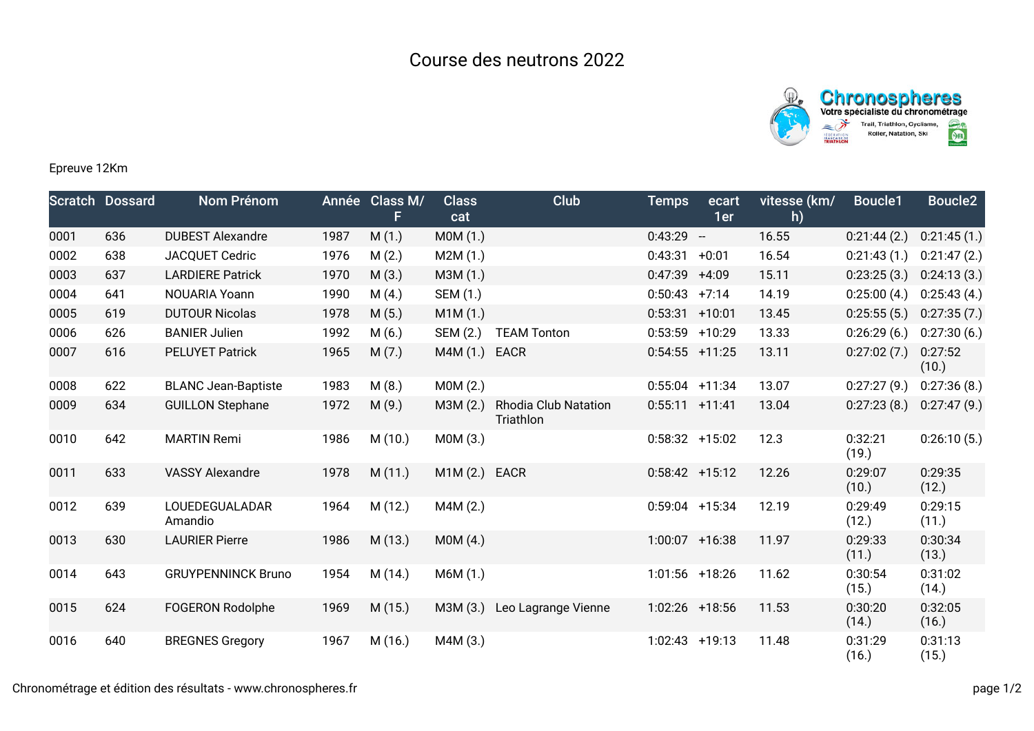# Course des neutrons 2022

Epreuve 12Km

| Scratch | Dossard | Nom Prénom | Année | Class M/F | Class cat | Club | Temps | ecart 1er | vitesse (km/h) | Boucle1 | Boucle2 |
|---|---|---|---|---|---|---|---|---|---|---|---|
| 0001 | 636 | DUBEST Alexandre | 1987 | M (1.) | M0M (1.) | | 0:43:29 | -- | 16.55 | 0:21:44 (2.) | 0:21:45 (1.) |
| 0002 | 638 | JACQUET Cedric | 1976 | M (2.) | M2M (1.) | | 0:43:31 | +0:01 | 16.54 | 0:21:43 (1.) | 0:21:47 (2.) |
| 0003 | 637 | LARDIERE Patrick | 1970 | M (3.) | M3M (1.) | | 0:47:39 | +4:09 | 15.11 | 0:23:25 (3.) | 0:24:13 (3.) |
| 0004 | 641 | NOUARIA Yoann | 1990 | M (4.) | SEM (1.) | | 0:50:43 | +7:14 | 14.19 | 0:25:00 (4.) | 0:25:43 (4.) |
| 0005 | 619 | DUTOUR Nicolas | 1978 | M (5.) | M1M (1.) | | 0:53:31 | +10:01 | 13.45 | 0:25:55 (5.) | 0:27:35 (7.) |
| 0006 | 626 | BANIER Julien | 1992 | M (6.) | SEM (2.) | TEAM Tonton | 0:53:59 | +10:29 | 13.33 | 0:26:29 (6.) | 0:27:30 (6.) |
| 0007 | 616 | PELUYET Patrick | 1965 | M (7.) | M4M (1.) | EACR | 0:54:55 | +11:25 | 13.11 | 0:27:02 (7.) | 0:27:52 (10.) |
| 0008 | 622 | BLANC Jean-Baptiste | 1983 | M (8.) | M0M (2.) | | 0:55:04 | +11:34 | 13.07 | 0:27:27 (9.) | 0:27:36 (8.) |
| 0009 | 634 | GUILLON Stephane | 1972 | M (9.) | M3M (2.) | Rhodia Club Natation Triathlon | 0:55:11 | +11:41 | 13.04 | 0:27:23 (8.) | 0:27:47 (9.) |
| 0010 | 642 | MARTIN Remi | 1986 | M (10.) | M0M (3.) | | 0:58:32 | +15:02 | 12.3 | 0:32:21 (19.) | 0:26:10 (5.) |
| 0011 | 633 | VASSY Alexandre | 1978 | M (11.) | M1M (2.) | EACR | 0:58:42 | +15:12 | 12.26 | 0:29:07 (10.) | 0:29:35 (12.) |
| 0012 | 639 | LOUEDEGUALADAR Amandio | 1964 | M (12.) | M4M (2.) | | 0:59:04 | +15:34 | 12.19 | 0:29:49 (12.) | 0:29:15 (11.) |
| 0013 | 630 | LAURIER Pierre | 1986 | M (13.) | M0M (4.) | | 1:00:07 | +16:38 | 11.97 | 0:29:33 (11.) | 0:30:34 (13.) |
| 0014 | 643 | GRUYPENNINCK Bruno | 1954 | M (14.) | M6M (1.) | | 1:01:56 | +18:26 | 11.62 | 0:30:54 (15.) | 0:31:02 (14.) |
| 0015 | 624 | FOGERON Rodolphe | 1969 | M (15.) | M3M (3.) | Leo Lagrange Vienne | 1:02:26 | +18:56 | 11.53 | 0:30:20 (14.) | 0:32:05 (16.) |
| 0016 | 640 | BREGNES Gregory | 1967 | M (16.) | M4M (3.) | | 1:02:43 | +19:13 | 11.48 | 0:31:29 (16.) | 0:31:13 (15.) |

Chronométrage et édition des résultats - www.chronospheres.fr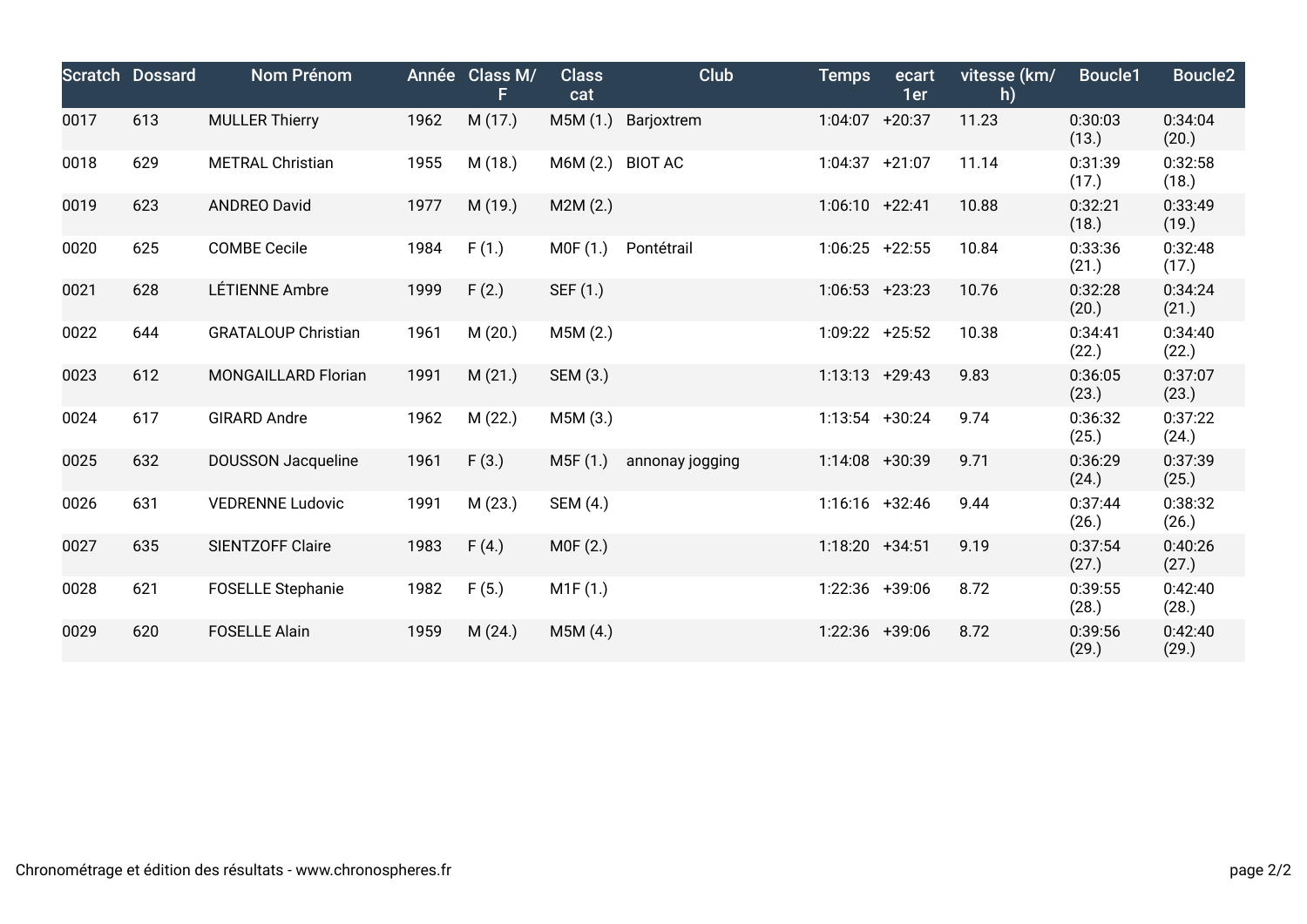| Scratch | Dossard | Nom Prénom | Année | Class M/F | Class cat | Club | Temps | ecart 1er | vitesse (km/h) | Boucle1 | Boucle2 |
|---|---|---|---|---|---|---|---|---|---|---|---|
| 0017 | 613 | MULLER Thierry | 1962 | M (17.) | M5M (1.) | Barjoxtrem | 1:04:07 | +20:37 | 11.23 | 0:30:03 (13.) | 0:34:04 (20.) |
| 0018 | 629 | METRAL Christian | 1955 | M (18.) | M6M (2.) | BIOT AC | 1:04:37 | +21:07 | 11.14 | 0:31:39 (17.) | 0:32:58 (18.) |
| 0019 | 623 | ANDREO David | 1977 | M (19.) | M2M (2.) | | 1:06:10 | +22:41 | 10.88 | 0:32:21 (18.) | 0:33:49 (19.) |
| 0020 | 625 | COMBE Cecile | 1984 | F (1.) | M0F (1.) | Pontétrail | 1:06:25 | +22:55 | 10.84 | 0:33:36 (21.) | 0:32:48 (17.) |
| 0021 | 628 | LÉTIENNE Ambre | 1999 | F (2.) | SEF (1.) | | 1:06:53 | +23:23 | 10.76 | 0:32:28 (20.) | 0:34:24 (21.) |
| 0022 | 644 | GRATALOUP Christian | 1961 | M (20.) | M5M (2.) | | 1:09:22 | +25:52 | 10.38 | 0:34:41 (22.) | 0:34:40 (22.) |
| 0023 | 612 | MONGAILLARD Florian | 1991 | M (21.) | SEM (3.) | | 1:13:13 | +29:43 | 9.83 | 0:36:05 (23.) | 0:37:07 (23.) |
| 0024 | 617 | GIRARD Andre | 1962 | M (22.) | M5M (3.) | | 1:13:54 | +30:24 | 9.74 | 0:36:32 (25.) | 0:37:22 (24.) |
| 0025 | 632 | DOUSSON Jacqueline | 1961 | F (3.) | M5F (1.) | annonay jogging | 1:14:08 | +30:39 | 9.71 | 0:36:29 (24.) | 0:37:39 (25.) |
| 0026 | 631 | VEDRENNE Ludovic | 1991 | M (23.) | SEM (4.) | | 1:16:16 | +32:46 | 9.44 | 0:37:44 (26.) | 0:38:32 (26.) |
| 0027 | 635 | SIENTZOFF Claire | 1983 | F (4.) | M0F (2.) | | 1:18:20 | +34:51 | 9.19 | 0:37:54 (27.) | 0:40:26 (27.) |
| 0028 | 621 | FOSELLE Stephanie | 1982 | F (5.) | M1F (1.) | | 1:22:36 | +39:06 | 8.72 | 0:39:55 (28.) | 0:42:40 (28.) |
| 0029 | 620 | FOSELLE Alain | 1959 | M (24.) | M5M (4.) | | 1:22:36 | +39:06 | 8.72 | 0:39:56 (29.) | 0:42:40 (29.) |

Chronométrage et édition des résultats - www.chronospheres.fr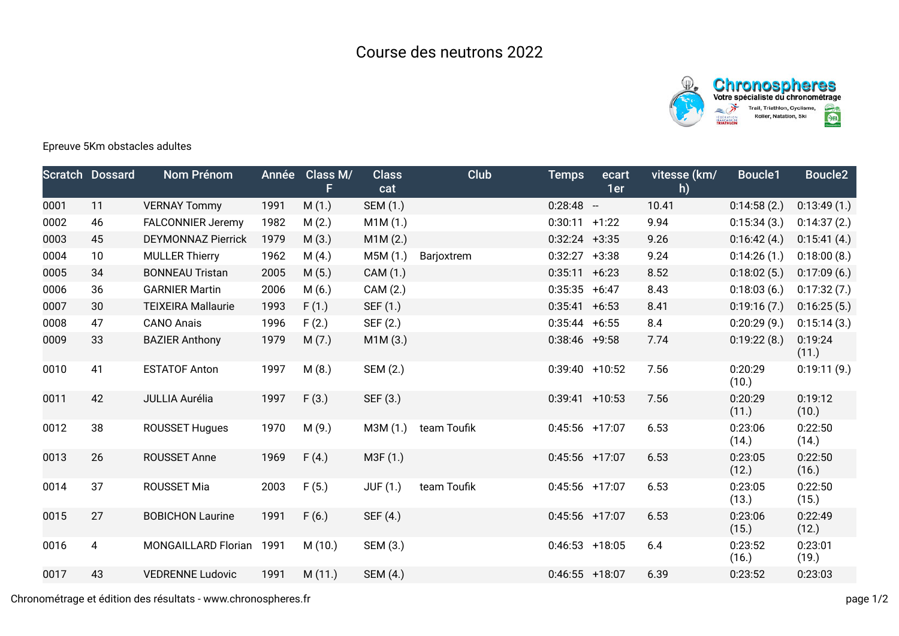# Course des neutrons 2022

Epreuve 5Km obstacles adultes

| Scratch | Dossard | Nom Prénom | Année | Class M/F | Class cat | Club | Temps | ecart 1er | vitesse (km/h) | Boucle1 | Boucle2 |
|---|---|---|---|---|---|---|---|---|---|---|---|
| 0001 | 11 | VERNAY Tommy | 1991 | M (1.) | SEM (1.) | | 0:28:48 | -- | 10.41 | 0:14:58 (2.) | 0:13:49 (1.) |
| 0002 | 46 | FALCONNIER Jeremy | 1982 | M (2.) | M1M (1.) | | 0:30:11 | +1:22 | 9.94 | 0:15:34 (3.) | 0:14:37 (2.) |
| 0003 | 45 | DEYMONNAZ Pierrick | 1979 | M (3.) | M1M (2.) | | 0:32:24 | +3:35 | 9.26 | 0:16:42 (4.) | 0:15:41 (4.) |
| 0004 | 10 | MULLER Thierry | 1962 | M (4.) | M5M (1.) | Barjoxtrem | 0:32:27 | +3:38 | 9.24 | 0:14:26 (1.) | 0:18:00 (8.) |
| 0005 | 34 | BONNEAU Tristan | 2005 | M (5.) | CAM (1.) | | 0:35:11 | +6:23 | 8.52 | 0:18:02 (5.) | 0:17:09 (6.) |
| 0006 | 36 | GARNIER Martin | 2006 | M (6.) | CAM (2.) | | 0:35:35 | +6:47 | 8.43 | 0:18:03 (6.) | 0:17:32 (7.) |
| 0007 | 30 | TEIXEIRA Mallaurie | 1993 | F (1.) | SEF (1.) | | 0:35:41 | +6:53 | 8.41 | 0:19:16 (7.) | 0:16:25 (5.) |
| 0008 | 47 | CANO Anais | 1996 | F (2.) | SEF (2.) | | 0:35:44 | +6:55 | 8.4 | 0:20:29 (9.) | 0:15:14 (3.) |
| 0009 | 33 | BAZIER Anthony | 1979 | M (7.) | M1M (3.) | | 0:38:46 | +9:58 | 7.74 | 0:19:22 (8.) | 0:19:24 (11.) |
| 0010 | 41 | ESTATOF Anton | 1997 | M (8.) | SEM (2.) | | 0:39:40 | +10:52 | 7.56 | 0:20:29 (10.) | 0:19:11 (9.) |
| 0011 | 42 | JULLIA Aurélia | 1997 | F (3.) | SEF (3.) | | 0:39:41 | +10:53 | 7.56 | 0:20:29 (11.) | 0:19:12 (10.) |
| 0012 | 38 | ROUSSET Hugues | 1970 | M (9.) | M3M (1.) | team Toufik | 0:45:56 | +17:07 | 6.53 | 0:23:06 (14.) | 0:22:50 (14.) |
| 0013 | 26 | ROUSSET Anne | 1969 | F (4.) | M3F (1.) | | 0:45:56 | +17:07 | 6.53 | 0:23:05 (12.) | 0:22:50 (16.) |
| 0014 | 37 | ROUSSET Mia | 2003 | F (5.) | JUF (1.) | team Toufik | 0:45:56 | +17:07 | 6.53 | 0:23:05 (13.) | 0:22:50 (15.) |
| 0015 | 27 | BOBICHON Laurine | 1991 | F (6.) | SEF (4.) | | 0:45:56 | +17:07 | 6.53 | 0:23:06 (15.) | 0:22:49 (12.) |
| 0016 | 4 | MONGAILLARD Florian | 1991 | M (10.) | SEM (3.) | | 0:46:53 | +18:05 | 6.4 | 0:23:52 (16.) | 0:23:01 (19.) |
| 0017 | 43 | VEDRENNE Ludovic | 1991 | M (11.) | SEM (4.) | | 0:46:55 | +18:07 | 6.39 | 0:23:52 | 0:23:03 |

Chronométrage et édition des résultats - www.chronospheres.fr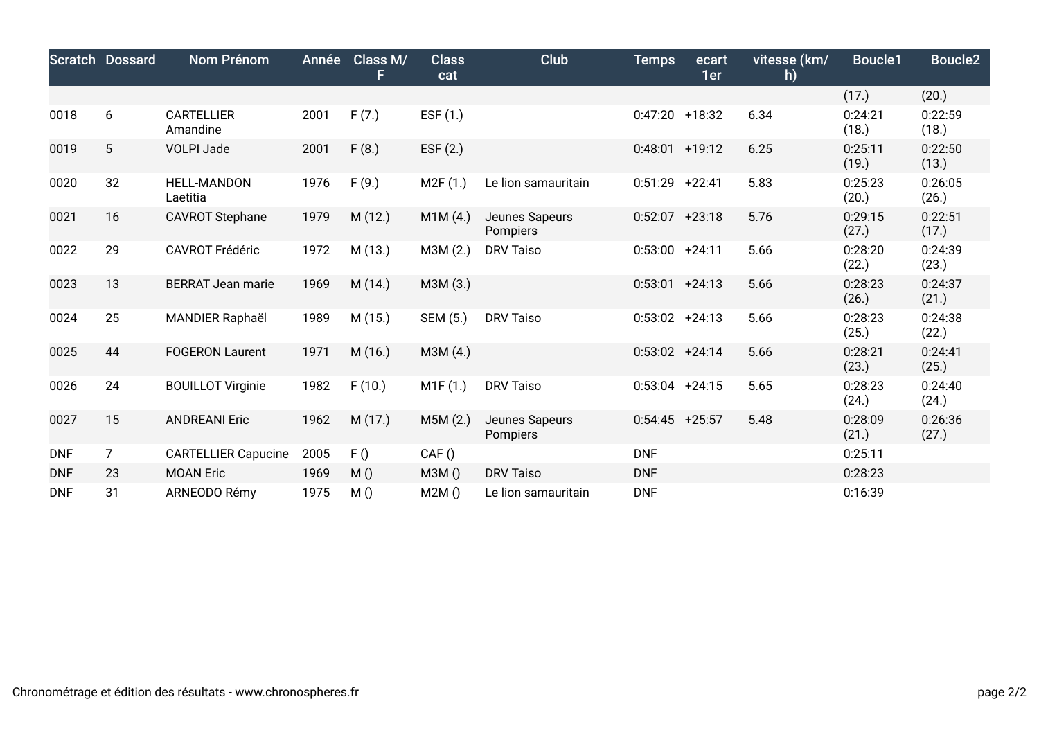| Scratch | Dossard | Nom Prénom | Année | Class M/F | Class cat | Club | Temps | ecart 1er | vitesse (km/h) | Boucle1 | Boucle2 |
|---|---|---|---|---|---|---|---|---|---|---|---|
| | | | | | | | | | | (17.) | (20.) |
| 0018 | 6 | CARTELLIER Amandine | 2001 | F (7.) | ESF (1.) | | 0:47:20 | +18:32 | 6.34 | 0:24:21 (18.) | 0:22:59 (18.) |
| 0019 | 5 | VOLPI Jade | 2001 | F (8.) | ESF (2.) | | 0:48:01 | +19:12 | 6.25 | 0:25:11 (19.) | 0:22:50 (13.) |
| 0020 | 32 | HELL-MANDON Laetitia | 1976 | F (9.) | M2F (1.) | Le lion samauritain | 0:51:29 | +22:41 | 5.83 | 0:25:23 (20.) | 0:26:05 (26.) |
| 0021 | 16 | CAVROT Stephane | 1979 | M (12.) | M1M (4.) | Jeunes Sapeurs Pompiers | 0:52:07 | +23:18 | 5.76 | 0:29:15 (27.) | 0:22:51 (17.) |
| 0022 | 29 | CAVROT Frédéric | 1972 | M (13.) | M3M (2.) | DRV Taiso | 0:53:00 | +24:11 | 5.66 | 0:28:20 (22.) | 0:24:39 (23.) |
| 0023 | 13 | BERRAT Jean marie | 1969 | M (14.) | M3M (3.) | | 0:53:01 | +24:13 | 5.66 | 0:28:23 (26.) | 0:24:37 (21.) |
| 0024 | 25 | MANDIER Raphaël | 1989 | M (15.) | SEM (5.) | DRV Taiso | 0:53:02 | +24:13 | 5.66 | 0:28:23 (25.) | 0:24:38 (22.) |
| 0025 | 44 | FOGERON Laurent | 1971 | M (16.) | M3M (4.) | | 0:53:02 | +24:14 | 5.66 | 0:28:21 (23.) | 0:24:41 (25.) |
| 0026 | 24 | BOUILLOT Virginie | 1982 | F (10.) | M1F (1.) | DRV Taiso | 0:53:04 | +24:15 | 5.65 | 0:28:23 (24.) | 0:24:40 (24.) |
| 0027 | 15 | ANDREANI Eric | 1962 | M (17.) | M5M (2.) | Jeunes Sapeurs Pompiers | 0:54:45 | +25:57 | 5.48 | 0:28:09 (21.) | 0:26:36 (27.) |
| DNF | 7 | CARTELLIER Capucine | 2005 | F () | CAF () | | DNF | | | 0:25:11 | |
| DNF | 23 | MOAN Eric | 1969 | M () | M3M () | DRV Taiso | DNF | | | 0:28:23 | |
| DNF | 31 | ARNEODO Rémy | 1975 | M () | M2M () | Le lion samauritain | DNF | | | 0:16:39 | |

Chronométrage et édition des résultats - www.chronospheres.fr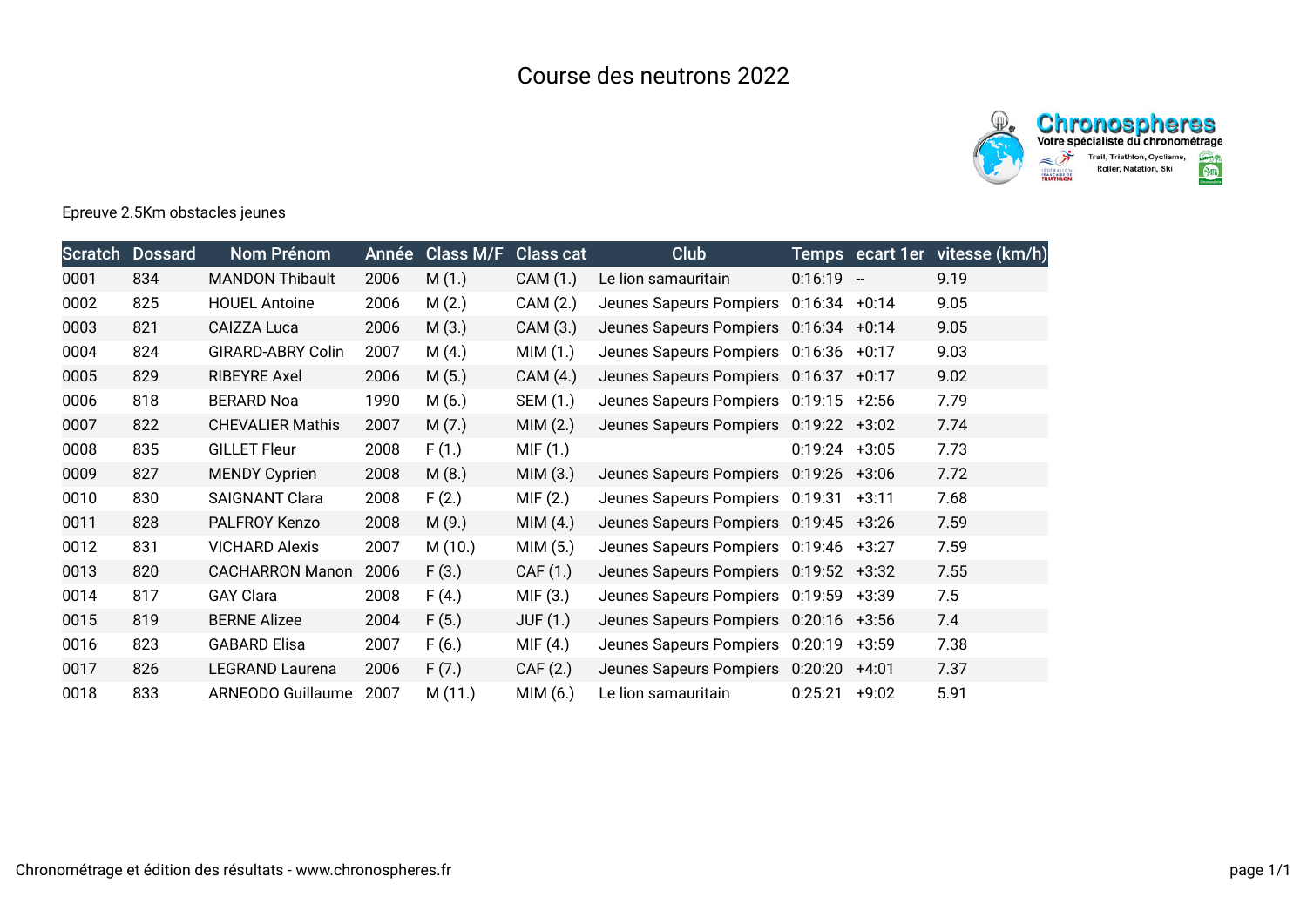# Course des neutrons 2022

Epreuve 2.5Km obstacles jeunes

| Scratch | Dossard | Nom Prénom | Année | Class M/F | Class cat | Club | Temps | ecart 1er | vitesse (km/h) |
|---|---|---|---|---|---|---|---|---|---|
| 0001 | 834 | MANDON Thibault | 2006 | M (1.) | CAM (1.) | Le lion samauritain | 0:16:19 | -- | 9.19 |
| 0002 | 825 | HOUEL Antoine | 2006 | M (2.) | CAM (2.) | Jeunes Sapeurs Pompiers | 0:16:34 | +0:14 | 9.05 |
| 0003 | 821 | CAIZZA Luca | 2006 | M (3.) | CAM (3.) | Jeunes Sapeurs Pompiers | 0:16:34 | +0:14 | 9.05 |
| 0004 | 824 | GIRARD-ABRY Colin | 2007 | M (4.) | MIM (1.) | Jeunes Sapeurs Pompiers | 0:16:36 | +0:17 | 9.03 |
| 0005 | 829 | RIBEYRE Axel | 2006 | M (5.) | CAM (4.) | Jeunes Sapeurs Pompiers | 0:16:37 | +0:17 | 9.02 |
| 0006 | 818 | BERARD Noa | 1990 | M (6.) | SEM (1.) | Jeunes Sapeurs Pompiers | 0:19:15 | +2:56 | 7.79 |
| 0007 | 822 | CHEVALIER Mathis | 2007 | M (7.) | MIM (2.) | Jeunes Sapeurs Pompiers | 0:19:22 | +3:02 | 7.74 |
| 0008 | 835 | GILLET Fleur | 2008 | F (1.) | MIF (1.) | | 0:19:24 | +3:05 | 7.73 |
| 0009 | 827 | MENDY Cyprien | 2008 | M (8.) | MIM (3.) | Jeunes Sapeurs Pompiers | 0:19:26 | +3:06 | 7.72 |
| 0010 | 830 | SAIGNANT Clara | 2008 | F (2.) | MIF (2.) | Jeunes Sapeurs Pompiers | 0:19:31 | +3:11 | 7.68 |
| 0011 | 828 | PALFROY Kenzo | 2008 | M (9.) | MIM (4.) | Jeunes Sapeurs Pompiers | 0:19:45 | +3:26 | 7.59 |
| 0012 | 831 | VICHARD Alexis | 2007 | M (10.) | MIM (5.) | Jeunes Sapeurs Pompiers | 0:19:46 | +3:27 | 7.59 |
| 0013 | 820 | CACHARRON Manon | 2006 | F (3.) | CAF (1.) | Jeunes Sapeurs Pompiers | 0:19:52 | +3:32 | 7.55 |
| 0014 | 817 | GAY Clara | 2008 | F (4.) | MIF (3.) | Jeunes Sapeurs Pompiers | 0:19:59 | +3:39 | 7.5 |
| 0015 | 819 | BERNE Alizee | 2004 | F (5.) | JUF (1.) | Jeunes Sapeurs Pompiers | 0:20:16 | +3:56 | 7.4 |
| 0016 | 823 | GABARD Elisa | 2007 | F (6.) | MIF (4.) | Jeunes Sapeurs Pompiers | 0:20:19 | +3:59 | 7.38 |
| 0017 | 826 | LEGRAND Laurena | 2006 | F (7.) | CAF (2.) | Jeunes Sapeurs Pompiers | 0:20:20 | +4:01 | 7.37 |
| 0018 | 833 | ARNEODO Guillaume | 2007 | M (11.) | MIM (6.) | Le lion samauritain | 0:25:21 | +9:02 | 5.91 |

Chronométrage et édition des résultats - www.chronospheres.fr